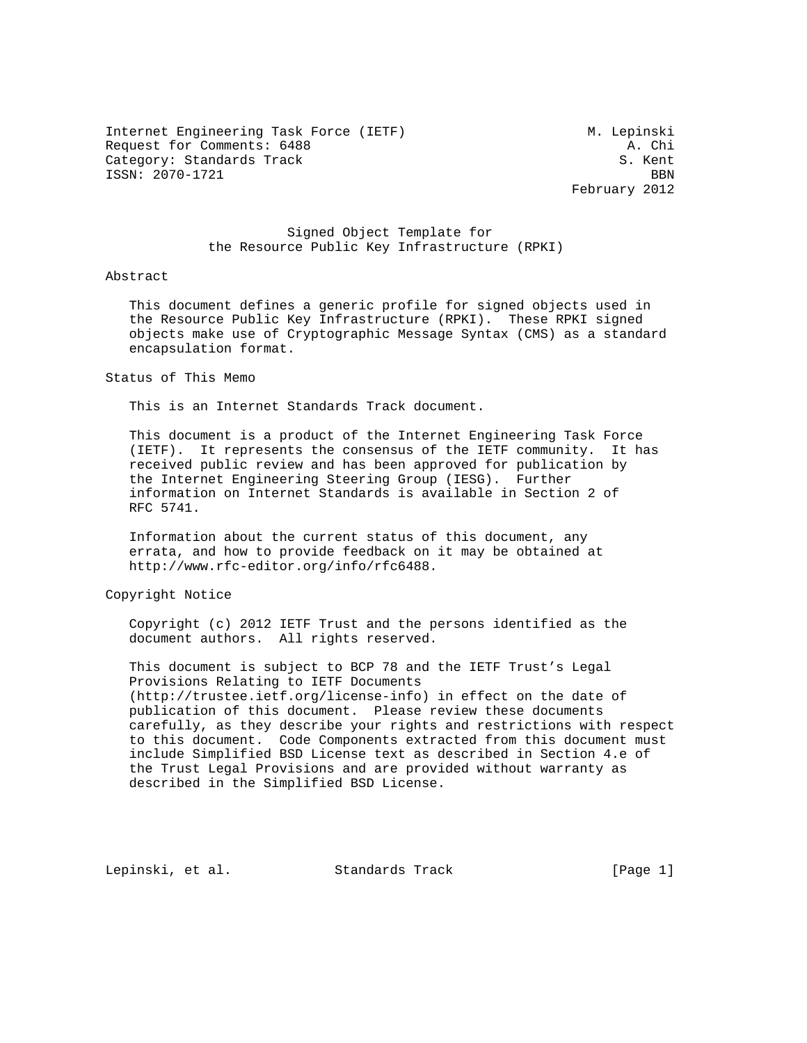Internet Engineering Task Force (IETF)                        M. Lepinski
Request for Comments: 6488                                         A. Chi
Category: Standards Track                                         S. Kent
ISSN: 2070-1721                                                       BBN
                                                            February 2012

# Signed Object Template for the Resource Public Key Infrastructure (RPKI)

## Abstract

This document defines a generic profile for signed objects used in the Resource Public Key Infrastructure (RPKI). These RPKI signed objects make use of Cryptographic Message Syntax (CMS) as a standard encapsulation format.

## Status of This Memo

This is an Internet Standards Track document.

This document is a product of the Internet Engineering Task Force (IETF). It represents the consensus of the IETF community. It has received public review and has been approved for publication by the Internet Engineering Steering Group (IESG). Further information on Internet Standards is available in Section 2 of RFC 5741.

Information about the current status of this document, any errata, and how to provide feedback on it may be obtained at http://www.rfc-editor.org/info/rfc6488.

## Copyright Notice

Copyright (c) 2012 IETF Trust and the persons identified as the document authors. All rights reserved.

This document is subject to BCP 78 and the IETF Trust's Legal Provisions Relating to IETF Documents (http://trustee.ietf.org/license-info) in effect on the date of publication of this document. Please review these documents carefully, as they describe your rights and restrictions with respect to this document. Code Components extracted from this document must include Simplified BSD License text as described in Section 4.e of the Trust Legal Provisions and are provided without warranty as described in the Simplified BSD License.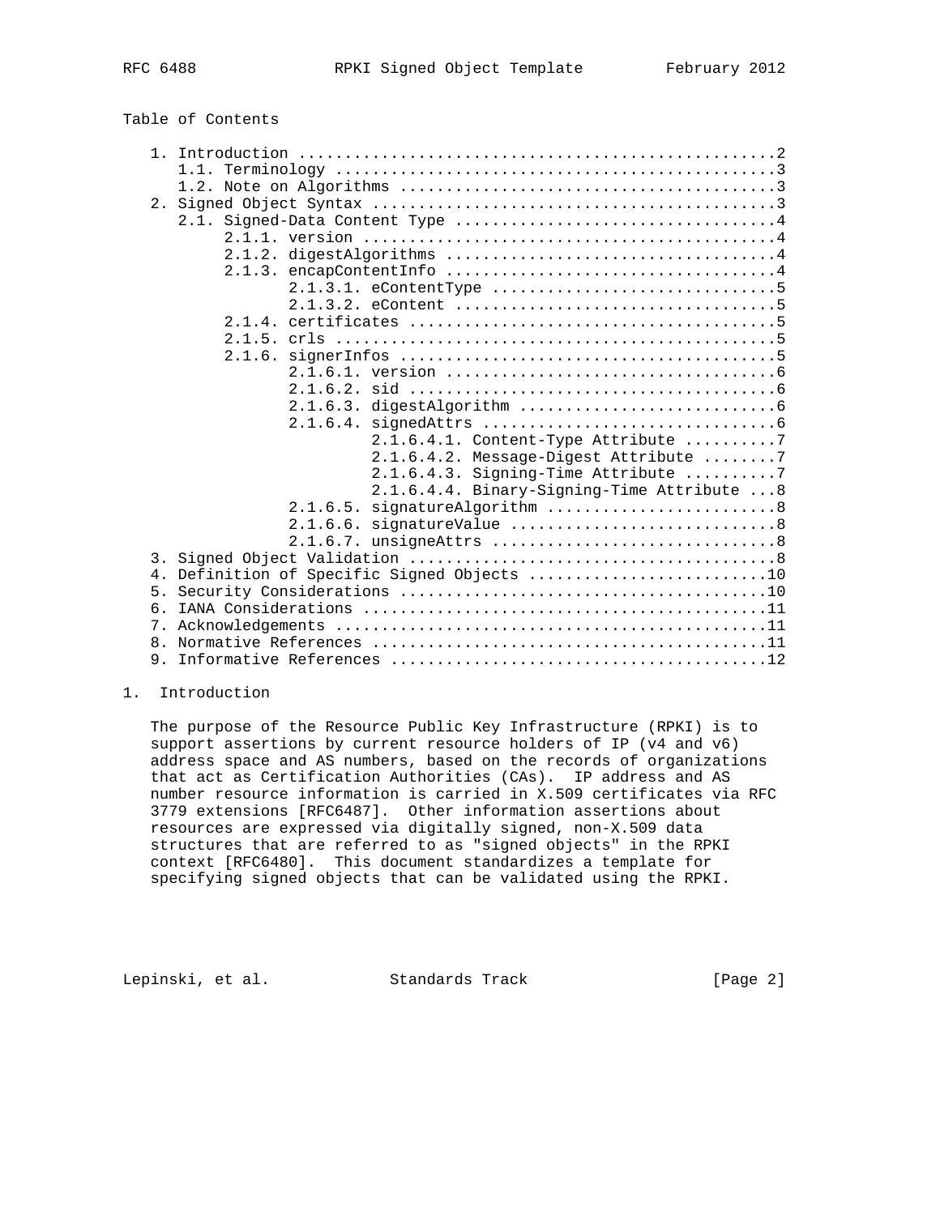Table of Contents

```
   1. Introduction ....................................................2
      1.1. Terminology ................................................3
      1.2. Note on Algorithms .........................................3
   2. Signed Object Syntax ............................................3
      2.1. Signed-Data Content Type ...................................4
           2.1.1. version .............................................4
           2.1.2. digestAlgorithms ....................................4
           2.1.3. encapContentInfo ....................................4
                  2.1.3.1. eContentType ...............................5
                  2.1.3.2. eContent ...................................5
           2.1.4. certificates ........................................5
           2.1.5. crls ................................................5
           2.1.6. signerInfos .........................................5
                  2.1.6.1. version ....................................6
                  2.1.6.2. sid ........................................6
                  2.1.6.3. digestAlgorithm ............................6
                  2.1.6.4. signedAttrs ................................6
                           2.1.6.4.1. Content-Type Attribute ..........7
                           2.1.6.4.2. Message-Digest Attribute ........7
                           2.1.6.4.3. Signing-Time Attribute ..........7
                           2.1.6.4.4. Binary-Signing-Time Attribute ...8
                  2.1.6.5. signatureAlgorithm .........................8
                  2.1.6.6. signatureValue .............................8
                  2.1.6.7. unsigneAttrs ...............................8
   3. Signed Object Validation ........................................8
   4. Definition of Specific Signed Objects ..........................10
   5. Security Considerations ........................................10
   6. IANA Considerations ............................................11
   7. Acknowledgements ...............................................11
   8. Normative References ...........................................11
   9. Informative References .........................................12
```

# 1. Introduction

The purpose of the Resource Public Key Infrastructure (RPKI) is to support assertions by current resource holders of IP (v4 and v6) address space and AS numbers, based on the records of organizations that act as Certification Authorities (CAs). IP address and AS number resource information is carried in X.509 certificates via RFC 3779 extensions [RFC6487]. Other information assertions about resources are expressed via digitally signed, non-X.509 data structures that are referred to as "signed objects" in the RPKI context [RFC6480]. This document standardizes a template for specifying signed objects that can be validated using the RPKI.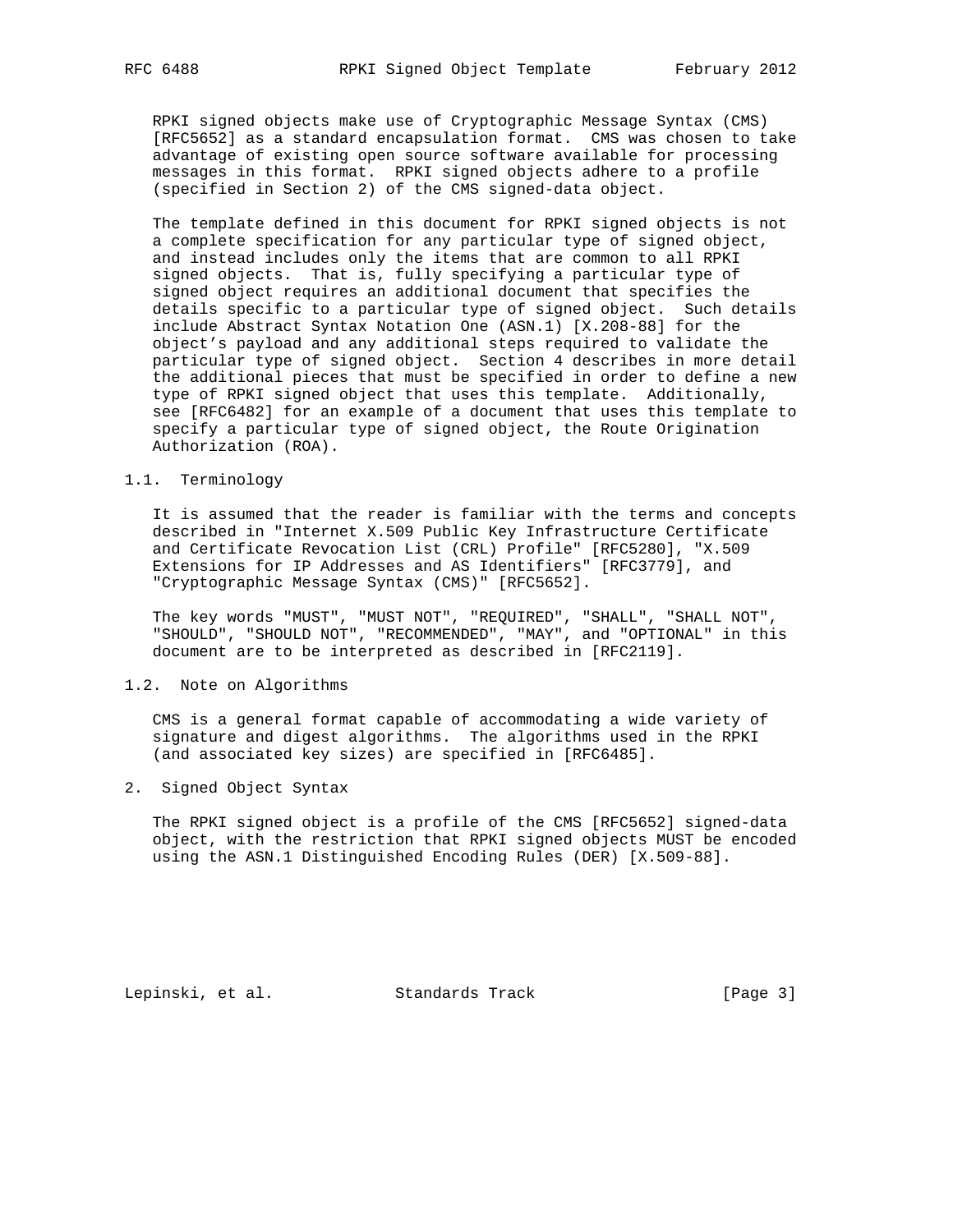RPKI signed objects make use of Cryptographic Message Syntax (CMS) [RFC5652] as a standard encapsulation format. CMS was chosen to take advantage of existing open source software available for processing messages in this format. RPKI signed objects adhere to a profile (specified in Section 2) of the CMS signed-data object.

The template defined in this document for RPKI signed objects is not a complete specification for any particular type of signed object, and instead includes only the items that are common to all RPKI signed objects. That is, fully specifying a particular type of signed object requires an additional document that specifies the details specific to a particular type of signed object. Such details include Abstract Syntax Notation One (ASN.1) [X.208-88] for the object's payload and any additional steps required to validate the particular type of signed object. Section 4 describes in more detail the additional pieces that must be specified in order to define a new type of RPKI signed object that uses this template. Additionally, see [RFC6482] for an example of a document that uses this template to specify a particular type of signed object, the Route Origination Authorization (ROA).

### 1.1. Terminology

It is assumed that the reader is familiar with the terms and concepts described in "Internet X.509 Public Key Infrastructure Certificate and Certificate Revocation List (CRL) Profile" [RFC5280], "X.509 Extensions for IP Addresses and AS Identifiers" [RFC3779], and "Cryptographic Message Syntax (CMS)" [RFC5652].

The key words "MUST", "MUST NOT", "REQUIRED", "SHALL", "SHALL NOT", "SHOULD", "SHOULD NOT", "RECOMMENDED", "MAY", and "OPTIONAL" in this document are to be interpreted as described in [RFC2119].

### 1.2. Note on Algorithms

CMS is a general format capable of accommodating a wide variety of signature and digest algorithms. The algorithms used in the RPKI (and associated key sizes) are specified in [RFC6485].

## 2. Signed Object Syntax

The RPKI signed object is a profile of the CMS [RFC5652] signed-data object, with the restriction that RPKI signed objects MUST be encoded using the ASN.1 Distinguished Encoding Rules (DER) [X.509-88].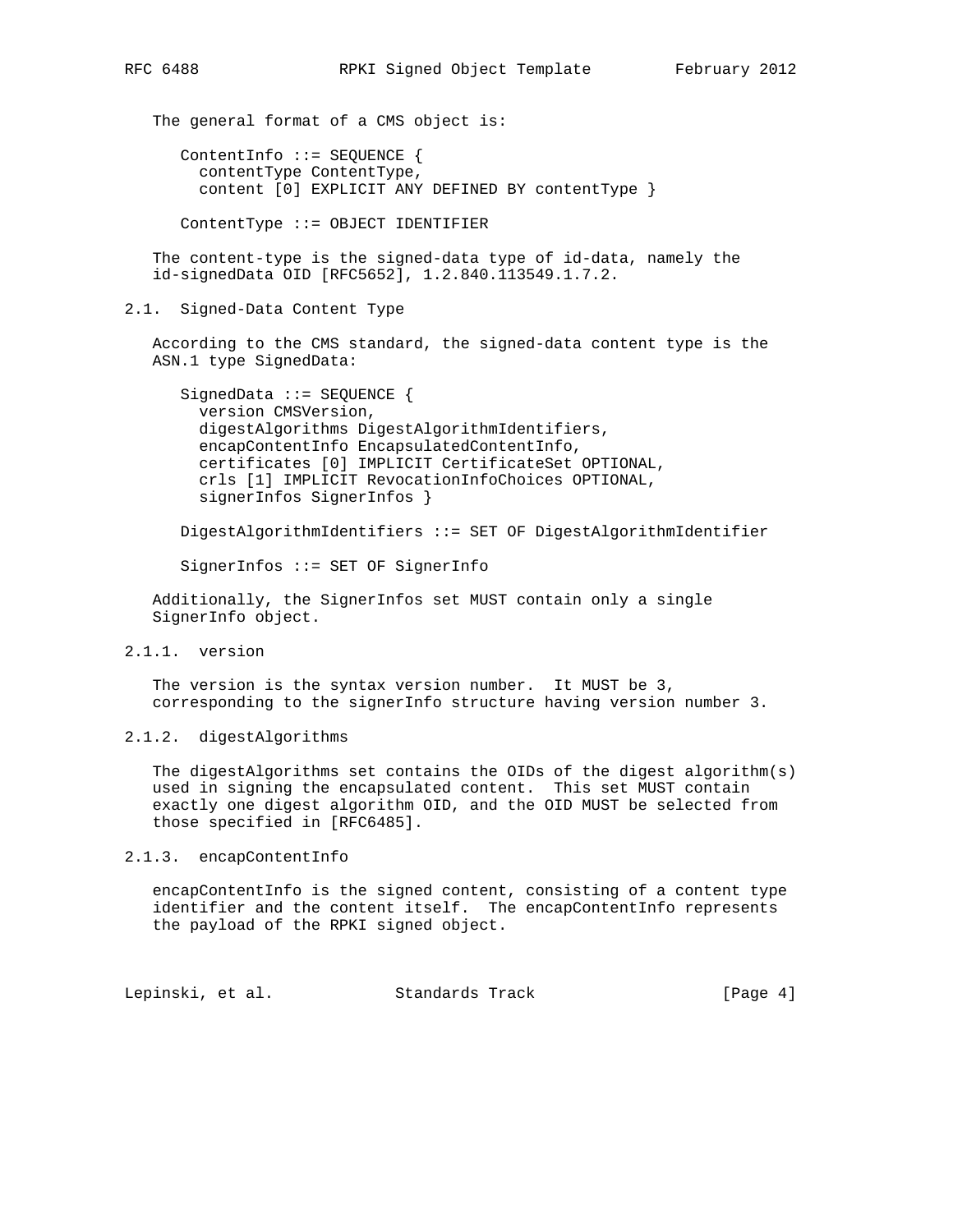The general format of a CMS object is:

```
ContentInfo ::= SEQUENCE {
  contentType ContentType,
  content [0] EXPLICIT ANY DEFINED BY contentType }

ContentType ::= OBJECT IDENTIFIER
```

The content-type is the signed-data type of id-data, namely the id-signedData OID [RFC5652], 1.2.840.113549.1.7.2.

### 2.1. Signed-Data Content Type

According to the CMS standard, the signed-data content type is the ASN.1 type SignedData:

```
SignedData ::= SEQUENCE {
  version CMSVersion,
  digestAlgorithms DigestAlgorithmIdentifiers,
  encapContentInfo EncapsulatedContentInfo,
  certificates [0] IMPLICIT CertificateSet OPTIONAL,
  crls [1] IMPLICIT RevocationInfoChoices OPTIONAL,
  signerInfos SignerInfos }

DigestAlgorithmIdentifiers ::= SET OF DigestAlgorithmIdentifier

SignerInfos ::= SET OF SignerInfo
```

Additionally, the SignerInfos set MUST contain only a single SignerInfo object.

#### 2.1.1. version

The version is the syntax version number. It MUST be 3, corresponding to the signerInfo structure having version number 3.

#### 2.1.2. digestAlgorithms

The digestAlgorithms set contains the OIDs of the digest algorithm(s) used in signing the encapsulated content. This set MUST contain exactly one digest algorithm OID, and the OID MUST be selected from those specified in [RFC6485].

#### 2.1.3. encapContentInfo

encapContentInfo is the signed content, consisting of a content type identifier and the content itself. The encapContentInfo represents the payload of the RPKI signed object.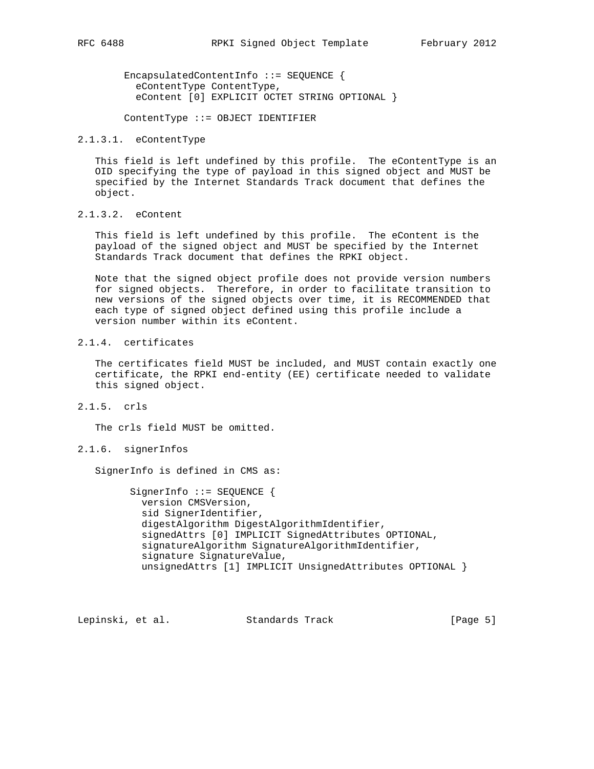```
EncapsulatedContentInfo ::= SEQUENCE {
  eContentType ContentType,
  eContent [0] EXPLICIT OCTET STRING OPTIONAL }

ContentType ::= OBJECT IDENTIFIER
```

#### 2.1.3.1. eContentType

This field is left undefined by this profile. The eContentType is an OID specifying the type of payload in this signed object and MUST be specified by the Internet Standards Track document that defines the object.

#### 2.1.3.2. eContent

This field is left undefined by this profile. The eContent is the payload of the signed object and MUST be specified by the Internet Standards Track document that defines the RPKI object.

Note that the signed object profile does not provide version numbers for signed objects. Therefore, in order to facilitate transition to new versions of the signed objects over time, it is RECOMMENDED that each type of signed object defined using this profile include a version number within its eContent.

### 2.1.4. certificates

The certificates field MUST be included, and MUST contain exactly one certificate, the RPKI end-entity (EE) certificate needed to validate this signed object.

### 2.1.5. crls

The crls field MUST be omitted.

### 2.1.6. signerInfos

SignerInfo is defined in CMS as:

```
SignerInfo ::= SEQUENCE {
  version CMSVersion,
  sid SignerIdentifier,
  digestAlgorithm DigestAlgorithmIdentifier,
  signedAttrs [0] IMPLICIT SignedAttributes OPTIONAL,
  signatureAlgorithm SignatureAlgorithmIdentifier,
  signature SignatureValue,
  unsignedAttrs [1] IMPLICIT UnsignedAttributes OPTIONAL }
```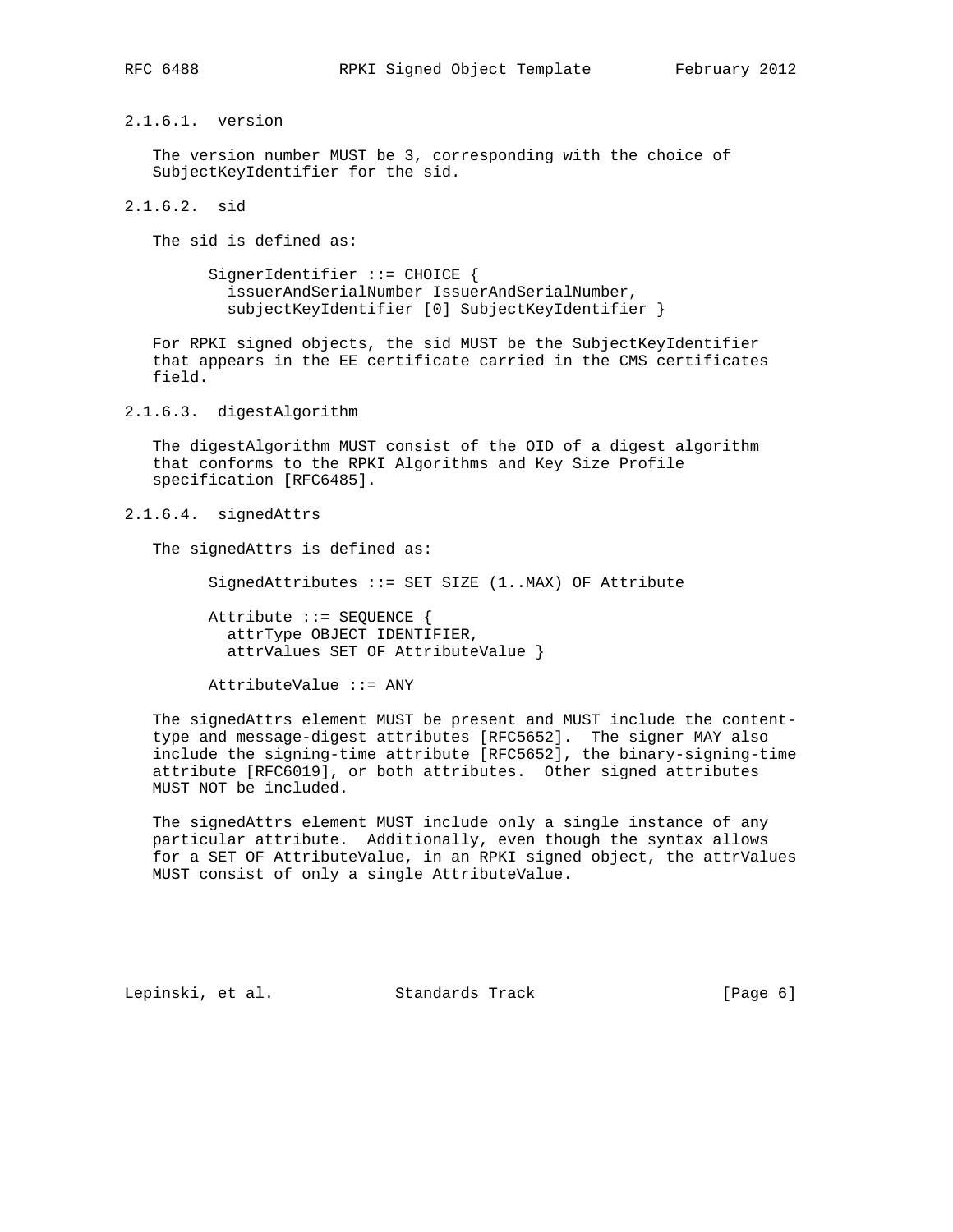#### 2.1.6.1. version

The version number MUST be 3, corresponding with the choice of SubjectKeyIdentifier for the sid.

#### 2.1.6.2. sid

The sid is defined as:

```
SignerIdentifier ::= CHOICE {
  issuerAndSerialNumber IssuerAndSerialNumber,
  subjectKeyIdentifier [0] SubjectKeyIdentifier }
```

For RPKI signed objects, the sid MUST be the SubjectKeyIdentifier that appears in the EE certificate carried in the CMS certificates field.

#### 2.1.6.3. digestAlgorithm

The digestAlgorithm MUST consist of the OID of a digest algorithm that conforms to the RPKI Algorithms and Key Size Profile specification [RFC6485].

#### 2.1.6.4. signedAttrs

The signedAttrs is defined as:

```
SignedAttributes ::= SET SIZE (1..MAX) OF Attribute

Attribute ::= SEQUENCE {
  attrType OBJECT IDENTIFIER,
  attrValues SET OF AttributeValue }

AttributeValue ::= ANY
```

The signedAttrs element MUST be present and MUST include the content-type and message-digest attributes [RFC5652]. The signer MAY also include the signing-time attribute [RFC5652], the binary-signing-time attribute [RFC6019], or both attributes. Other signed attributes MUST NOT be included.

The signedAttrs element MUST include only a single instance of any particular attribute. Additionally, even though the syntax allows for a SET OF AttributeValue, in an RPKI signed object, the attrValues MUST consist of only a single AttributeValue.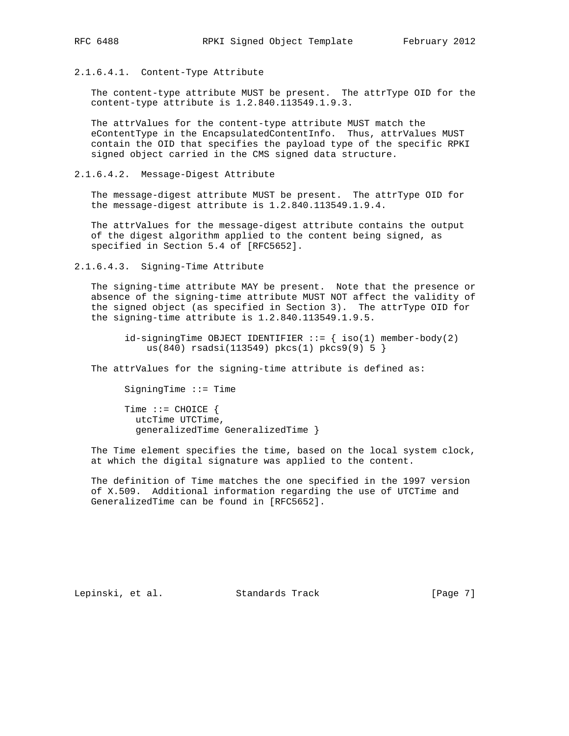##### 2.1.6.4.1. Content-Type Attribute

The content-type attribute MUST be present. The attrType OID for the content-type attribute is 1.2.840.113549.1.9.3.

The attrValues for the content-type attribute MUST match the eContentType in the EncapsulatedContentInfo. Thus, attrValues MUST contain the OID that specifies the payload type of the specific RPKI signed object carried in the CMS signed data structure.

##### 2.1.6.4.2. Message-Digest Attribute

The message-digest attribute MUST be present. The attrType OID for the message-digest attribute is 1.2.840.113549.1.9.4.

The attrValues for the message-digest attribute contains the output of the digest algorithm applied to the content being signed, as specified in Section 5.4 of [RFC5652].

##### 2.1.6.4.3. Signing-Time Attribute

The signing-time attribute MAY be present. Note that the presence or absence of the signing-time attribute MUST NOT affect the validity of the signed object (as specified in Section 3). The attrType OID for the signing-time attribute is 1.2.840.113549.1.9.5.

```
id-signingTime OBJECT IDENTIFIER ::= { iso(1) member-body(2)
    us(840) rsadsi(113549) pkcs(1) pkcs9(9) 5 }
```

The attrValues for the signing-time attribute is defined as:

```
SigningTime ::= Time

Time ::= CHOICE {
  utcTime UTCTime,
  generalizedTime GeneralizedTime }
```

The Time element specifies the time, based on the local system clock, at which the digital signature was applied to the content.

The definition of Time matches the one specified in the 1997 version of X.509. Additional information regarding the use of UTCTime and GeneralizedTime can be found in [RFC5652].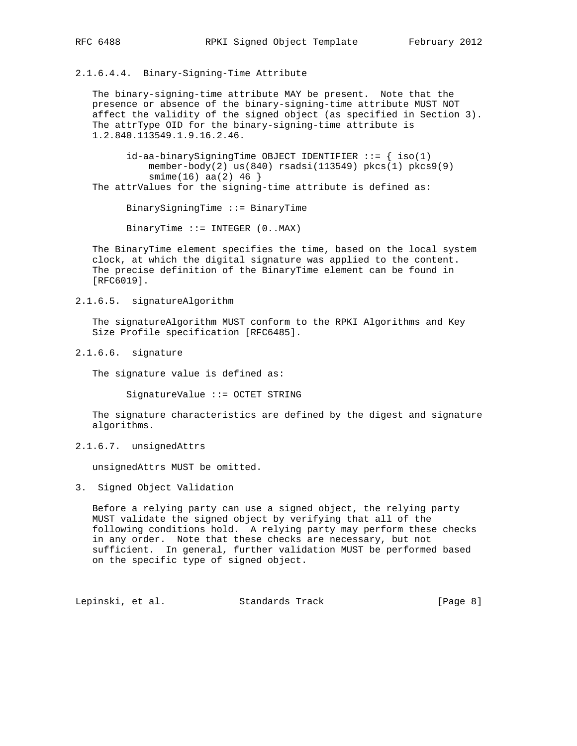#### 2.1.6.4.4. Binary-Signing-Time Attribute

The binary-signing-time attribute MAY be present. Note that the presence or absence of the binary-signing-time attribute MUST NOT affect the validity of the signed object (as specified in Section 3). The attrType OID for the binary-signing-time attribute is 1.2.840.113549.1.9.16.2.46.

```
id-aa-binarySigningTime OBJECT IDENTIFIER ::= { iso(1)
    member-body(2) us(840) rsadsi(113549) pkcs(1) pkcs9(9)
    smime(16) aa(2) 46 }
```

The attrValues for the signing-time attribute is defined as:

```
BinarySigningTime ::= BinaryTime

BinaryTime ::= INTEGER (0..MAX)
```

The BinaryTime element specifies the time, based on the local system clock, at which the digital signature was applied to the content. The precise definition of the BinaryTime element can be found in [RFC6019].

#### 2.1.6.5. signatureAlgorithm

The signatureAlgorithm MUST conform to the RPKI Algorithms and Key Size Profile specification [RFC6485].

#### 2.1.6.6. signature

The signature value is defined as:

```
SignatureValue ::= OCTET STRING
```

The signature characteristics are defined by the digest and signature algorithms.

#### 2.1.6.7. unsignedAttrs

unsignedAttrs MUST be omitted.

## 3. Signed Object Validation

Before a relying party can use a signed object, the relying party MUST validate the signed object by verifying that all of the following conditions hold. A relying party may perform these checks in any order. Note that these checks are necessary, but not sufficient. In general, further validation MUST be performed based on the specific type of signed object.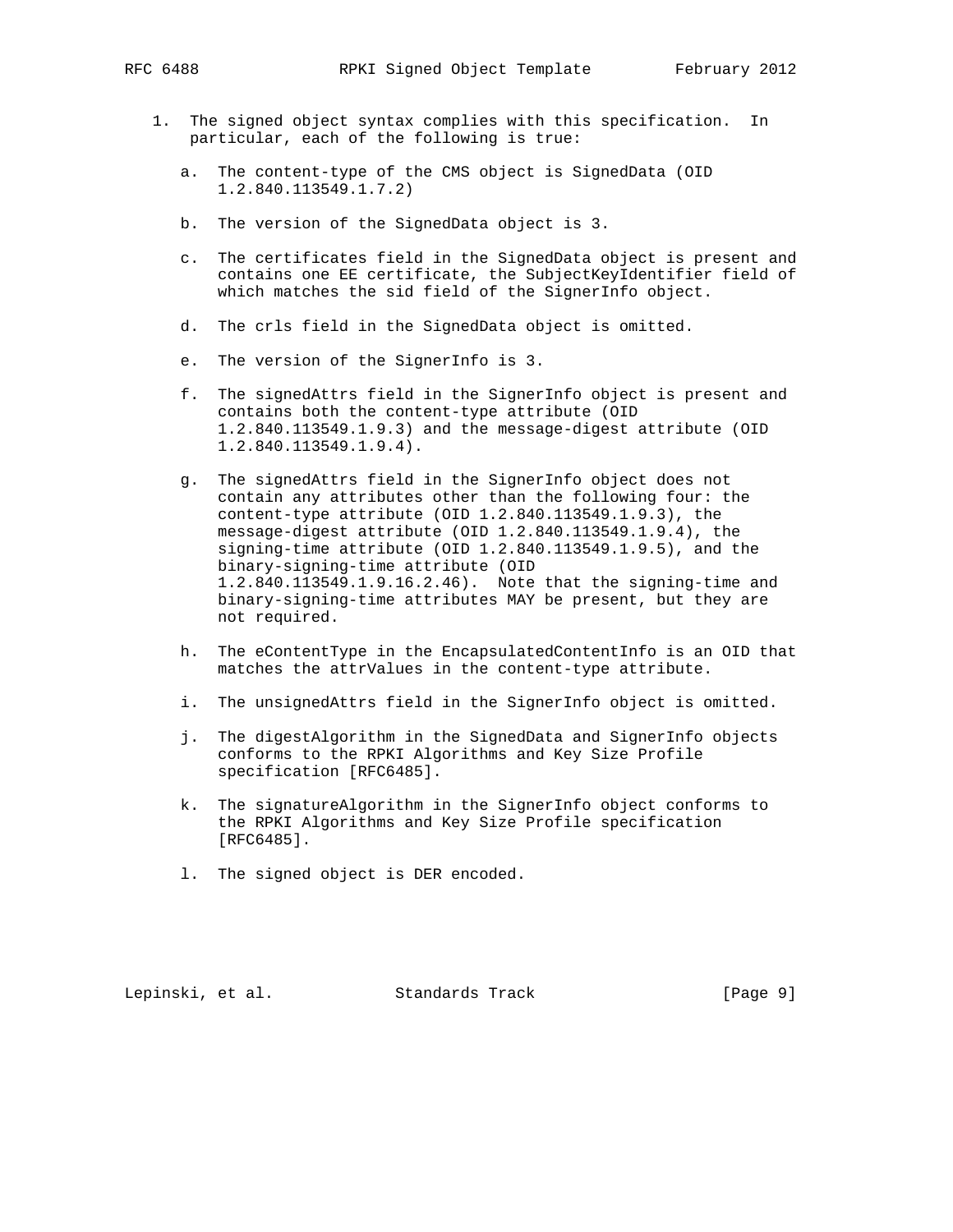1. The signed object syntax complies with this specification. In particular, each of the following is true:

   a. The content-type of the CMS object is SignedData (OID 1.2.840.113549.1.7.2)

   b. The version of the SignedData object is 3.

   c. The certificates field in the SignedData object is present and contains one EE certificate, the SubjectKeyIdentifier field of which matches the sid field of the SignerInfo object.

   d. The crls field in the SignedData object is omitted.

   e. The version of the SignerInfo is 3.

   f. The signedAttrs field in the SignerInfo object is present and contains both the content-type attribute (OID 1.2.840.113549.1.9.3) and the message-digest attribute (OID 1.2.840.113549.1.9.4).

   g. The signedAttrs field in the SignerInfo object does not contain any attributes other than the following four: the content-type attribute (OID 1.2.840.113549.1.9.3), the message-digest attribute (OID 1.2.840.113549.1.9.4), the signing-time attribute (OID 1.2.840.113549.1.9.5), and the binary-signing-time attribute (OID 1.2.840.113549.1.9.16.2.46). Note that the signing-time and binary-signing-time attributes MAY be present, but they are not required.

   h. The eContentType in the EncapsulatedContentInfo is an OID that matches the attrValues in the content-type attribute.

   i. The unsignedAttrs field in the SignerInfo object is omitted.

   j. The digestAlgorithm in the SignedData and SignerInfo objects conforms to the RPKI Algorithms and Key Size Profile specification [RFC6485].

   k. The signatureAlgorithm in the SignerInfo object conforms to the RPKI Algorithms and Key Size Profile specification [RFC6485].

   l. The signed object is DER encoded.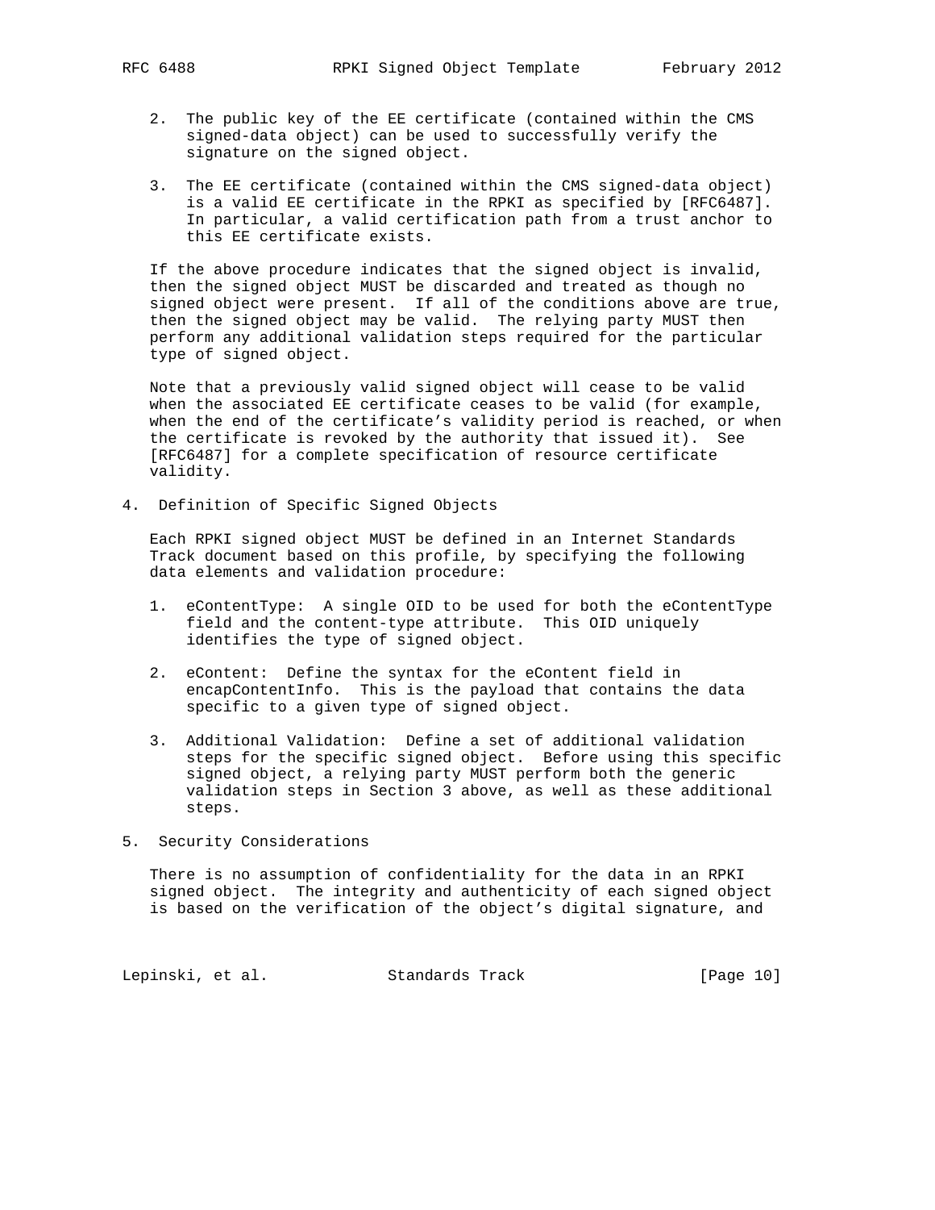2. The public key of the EE certificate (contained within the CMS signed-data object) can be used to successfully verify the signature on the signed object.

3. The EE certificate (contained within the CMS signed-data object) is a valid EE certificate in the RPKI as specified by [RFC6487]. In particular, a valid certification path from a trust anchor to this EE certificate exists.

If the above procedure indicates that the signed object is invalid, then the signed object MUST be discarded and treated as though no signed object were present. If all of the conditions above are true, then the signed object may be valid. The relying party MUST then perform any additional validation steps required for the particular type of signed object.

Note that a previously valid signed object will cease to be valid when the associated EE certificate ceases to be valid (for example, when the end of the certificate's validity period is reached, or when the certificate is revoked by the authority that issued it). See [RFC6487] for a complete specification of resource certificate validity.

## 4. Definition of Specific Signed Objects

Each RPKI signed object MUST be defined in an Internet Standards Track document based on this profile, by specifying the following data elements and validation procedure:

1. eContentType: A single OID to be used for both the eContentType field and the content-type attribute. This OID uniquely identifies the type of signed object.

2. eContent: Define the syntax for the eContent field in encapContentInfo. This is the payload that contains the data specific to a given type of signed object.

3. Additional Validation: Define a set of additional validation steps for the specific signed object. Before using this specific signed object, a relying party MUST perform both the generic validation steps in Section 3 above, as well as these additional steps.

## 5. Security Considerations

There is no assumption of confidentiality for the data in an RPKI signed object. The integrity and authenticity of each signed object is based on the verification of the object's digital signature, and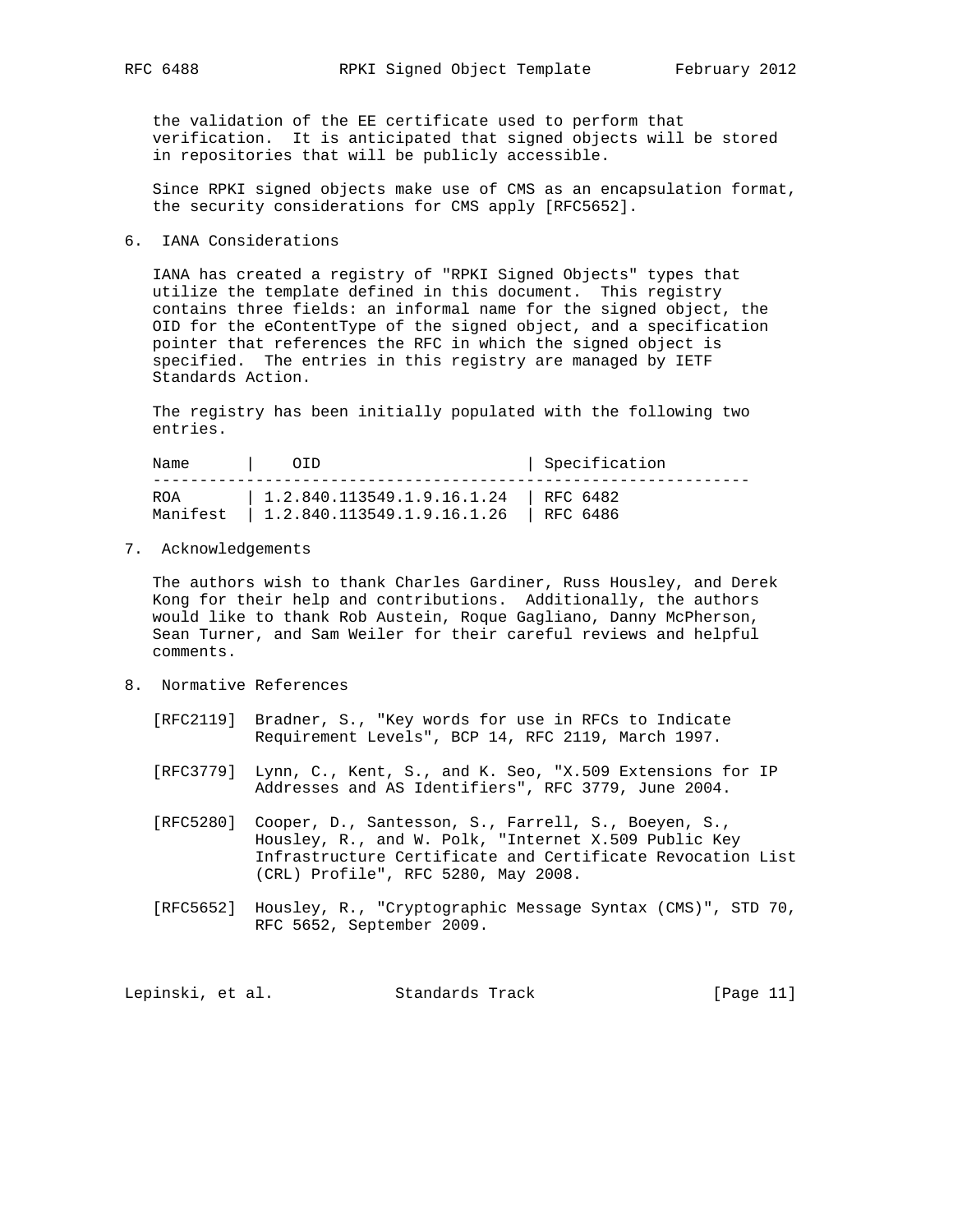the validation of the EE certificate used to perform that verification. It is anticipated that signed objects will be stored in repositories that will be publicly accessible.

Since RPKI signed objects make use of CMS as an encapsulation format, the security considerations for CMS apply [RFC5652].

## 6. IANA Considerations

IANA has created a registry of "RPKI Signed Objects" types that utilize the template defined in this document. This registry contains three fields: an informal name for the signed object, the OID for the eContentType of the signed object, and a specification pointer that references the RFC in which the signed object is specified. The entries in this registry are managed by IETF Standards Action.

The registry has been initially populated with the following two entries.

| Name | OID | Specification |
| --- | --- | --- |
| ROA | 1.2.840.113549.1.9.16.1.24 | RFC 6482 |
| Manifest | 1.2.840.113549.1.9.16.1.26 | RFC 6486 |

## 7. Acknowledgements

The authors wish to thank Charles Gardiner, Russ Housley, and Derek Kong for their help and contributions. Additionally, the authors would like to thank Rob Austein, Roque Gagliano, Danny McPherson, Sean Turner, and Sam Weiler for their careful reviews and helpful comments.

## 8. Normative References

[RFC2119] Bradner, S., "Key words for use in RFCs to Indicate Requirement Levels", BCP 14, RFC 2119, March 1997.

[RFC3779] Lynn, C., Kent, S., and K. Seo, "X.509 Extensions for IP Addresses and AS Identifiers", RFC 3779, June 2004.

[RFC5280] Cooper, D., Santesson, S., Farrell, S., Boeyen, S., Housley, R., and W. Polk, "Internet X.509 Public Key Infrastructure Certificate and Certificate Revocation List (CRL) Profile", RFC 5280, May 2008.

[RFC5652] Housley, R., "Cryptographic Message Syntax (CMS)", STD 70, RFC 5652, September 2009.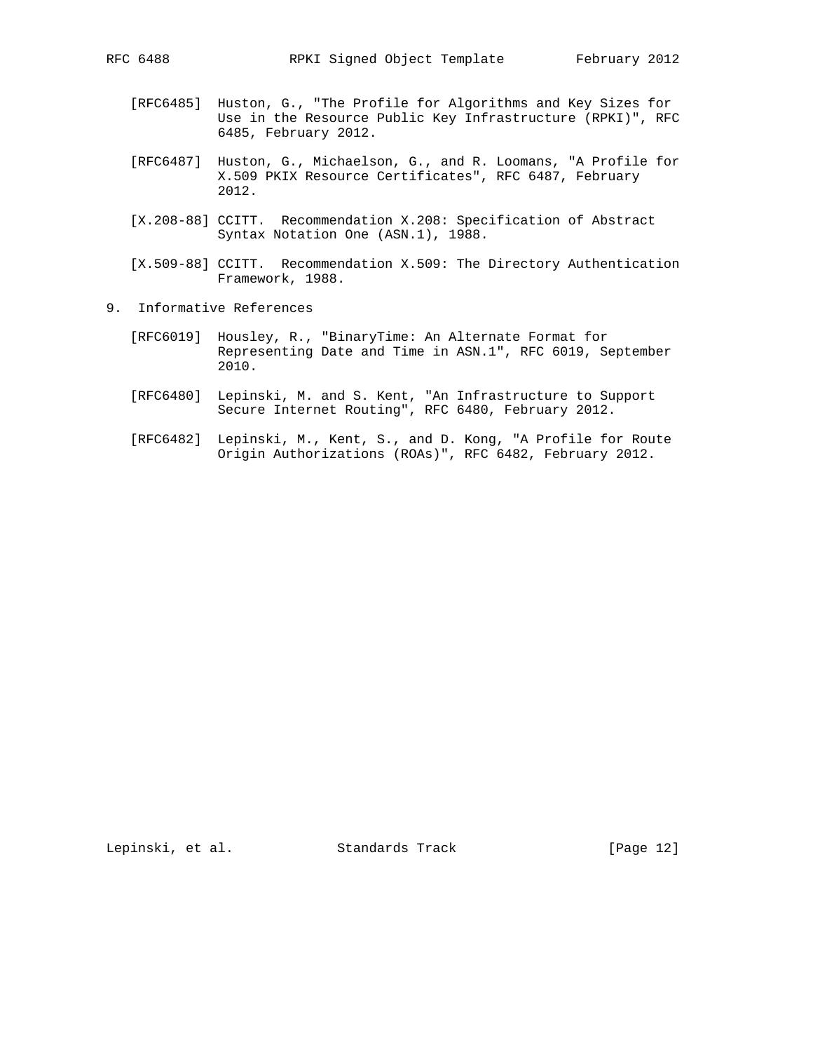[RFC6485] Huston, G., "The Profile for Algorithms and Key Sizes for Use in the Resource Public Key Infrastructure (RPKI)", RFC 6485, February 2012.

[RFC6487] Huston, G., Michaelson, G., and R. Loomans, "A Profile for X.509 PKIX Resource Certificates", RFC 6487, February 2012.

[X.208-88] CCITT. Recommendation X.208: Specification of Abstract Syntax Notation One (ASN.1), 1988.

[X.509-88] CCITT. Recommendation X.509: The Directory Authentication Framework, 1988.

## 9. Informative References

[RFC6019] Housley, R., "BinaryTime: An Alternate Format for Representing Date and Time in ASN.1", RFC 6019, September 2010.

[RFC6480] Lepinski, M. and S. Kent, "An Infrastructure to Support Secure Internet Routing", RFC 6480, February 2012.

[RFC6482] Lepinski, M., Kent, S., and D. Kong, "A Profile for Route Origin Authorizations (ROAs)", RFC 6482, February 2012.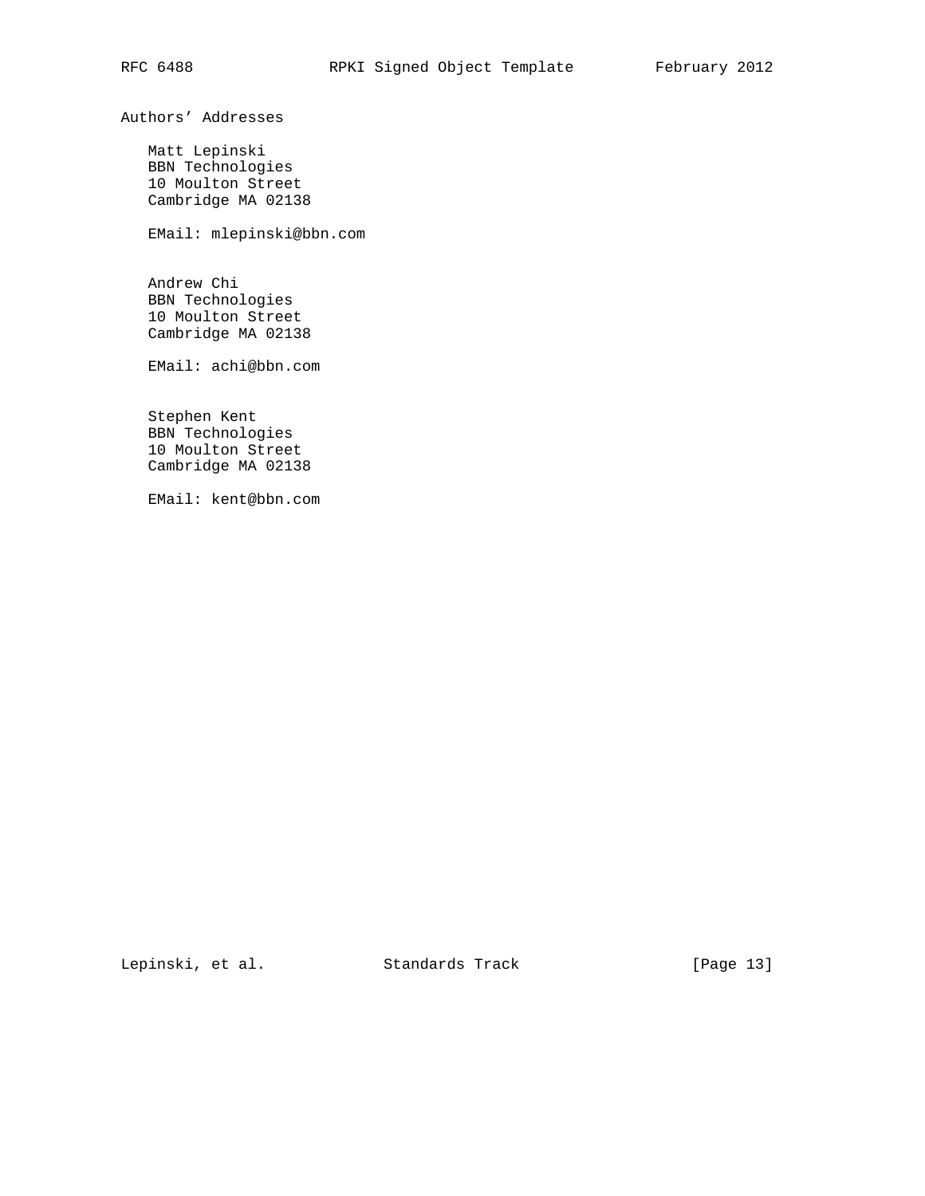# Authors' Addresses

Matt Lepinski
BBN Technologies
10 Moulton Street
Cambridge MA 02138

EMail: mlepinski@bbn.com

Andrew Chi
BBN Technologies
10 Moulton Street
Cambridge MA 02138

EMail: achi@bbn.com

Stephen Kent
BBN Technologies
10 Moulton Street
Cambridge MA 02138

EMail: kent@bbn.com